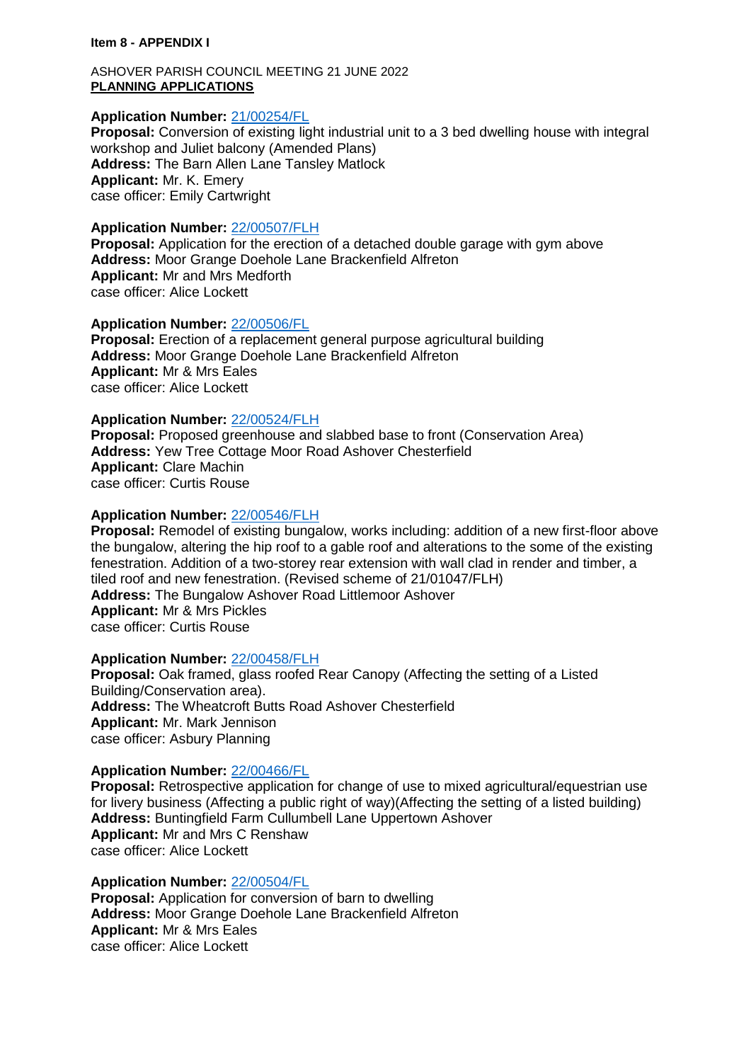**Item 8 - APPENDIX I**

ASHOVER PARISH COUNCIL MEETING 21 JUNE 2022
**PLANNING APPLICATIONS**

**Application Number:** 21/00254/FL
**Proposal:** Conversion of existing light industrial unit to a 3 bed dwelling house with integral workshop and Juliet balcony (Amended Plans)
**Address:** The Barn Allen Lane Tansley Matlock
**Applicant:** Mr. K. Emery
case officer: Emily Cartwright

**Application Number:** 22/00507/FLH
**Proposal:** Application for the erection of a detached double garage with gym above
**Address:** Moor Grange Doehole Lane Brackenfield Alfreton
**Applicant:** Mr and Mrs Medforth
case officer: Alice Lockett

**Application Number:** 22/00506/FL
**Proposal:** Erection of a replacement general purpose agricultural building
**Address:** Moor Grange Doehole Lane Brackenfield Alfreton
**Applicant:** Mr & Mrs Eales
case officer: Alice Lockett

**Application Number:** 22/00524/FLH
**Proposal:** Proposed greenhouse and slabbed base to front (Conservation Area)
**Address:** Yew Tree Cottage Moor Road Ashover Chesterfield
**Applicant:** Clare Machin
case officer: Curtis Rouse

**Application Number:** 22/00546/FLH
**Proposal:** Remodel of existing bungalow, works including: addition of a new first-floor above the bungalow, altering the hip roof to a gable roof and alterations to the some of the existing fenestration. Addition of a two-storey rear extension with wall clad in render and timber, a tiled roof and new fenestration. (Revised scheme of 21/01047/FLH)
**Address:** The Bungalow Ashover Road Littlemoor Ashover
**Applicant:** Mr & Mrs Pickles
case officer: Curtis Rouse

**Application Number:** 22/00458/FLH
**Proposal:** Oak framed, glass roofed Rear Canopy (Affecting the setting of a Listed Building/Conservation area).
**Address:** The Wheatcroft Butts Road Ashover Chesterfield
**Applicant:** Mr. Mark Jennison
case officer: Asbury Planning

**Application Number:** 22/00466/FL
**Proposal:** Retrospective application for change of use to mixed agricultural/equestrian use for livery business (Affecting a public right of way)(Affecting the setting of a listed building)
**Address:** Buntingfield Farm Cullumbell Lane Uppertown Ashover
**Applicant:** Mr and Mrs C Renshaw
case officer: Alice Lockett

**Application Number:** 22/00504/FL
**Proposal:** Application for conversion of barn to dwelling
**Address:** Moor Grange Doehole Lane Brackenfield Alfreton
**Applicant:** Mr & Mrs Eales
case officer: Alice Lockett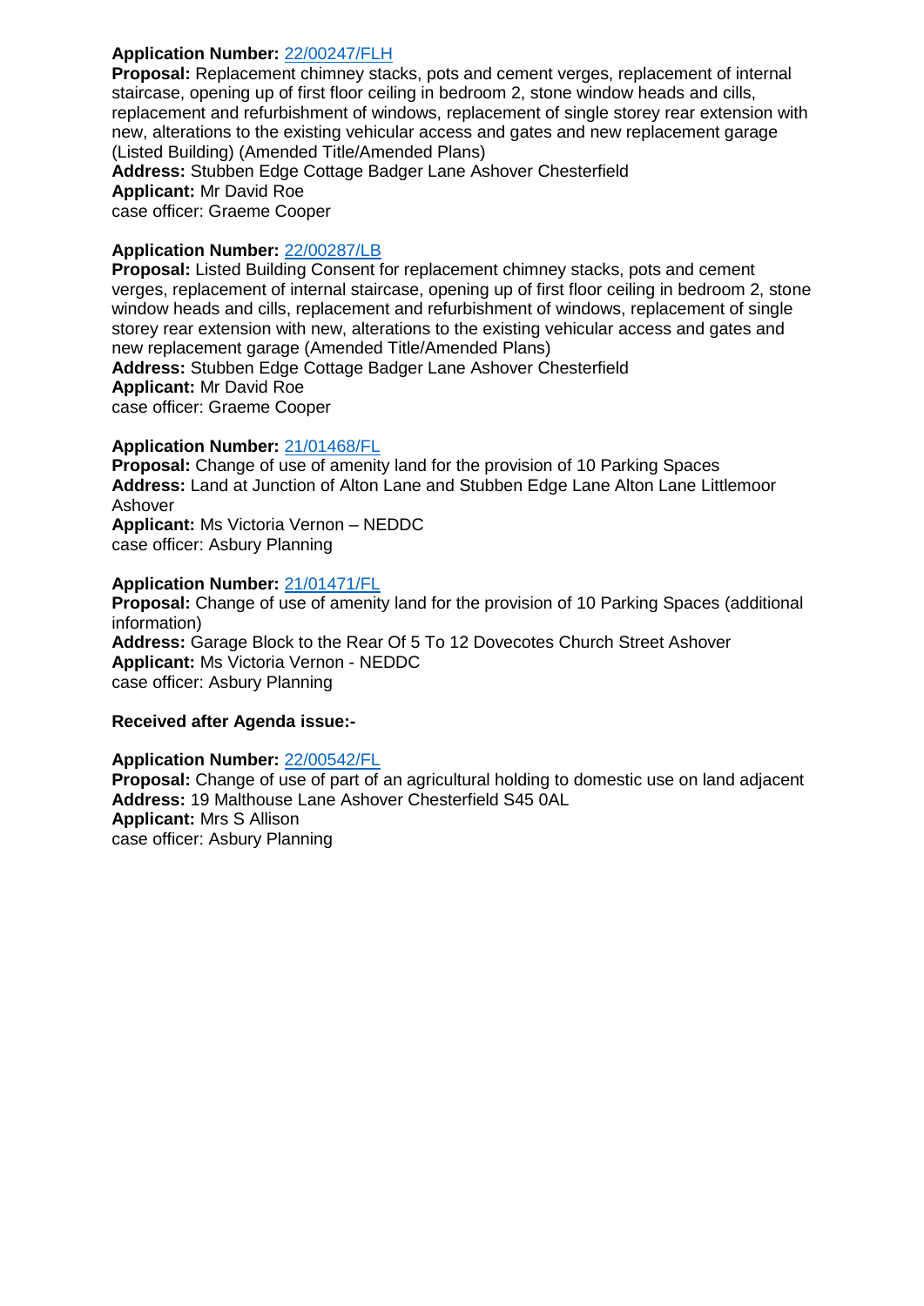**Application Number:** [22/00247/FLH]
**Proposal:** Replacement chimney stacks, pots and cement verges, replacement of internal staircase, opening up of first floor ceiling in bedroom 2, stone window heads and cills, replacement and refurbishment of windows, replacement of single storey rear extension with new, alterations to the existing vehicular access and gates and new replacement garage (Listed Building) (Amended Title/Amended Plans)
**Address:** Stubben Edge Cottage Badger Lane Ashover Chesterfield
**Applicant:** Mr David Roe
case officer: Graeme Cooper

**Application Number:** [22/00287/LB]
**Proposal:** Listed Building Consent for replacement chimney stacks, pots and cement verges, replacement of internal staircase, opening up of first floor ceiling in bedroom 2, stone window heads and cills, replacement and refurbishment of windows, replacement of single storey rear extension with new, alterations to the existing vehicular access and gates and new replacement garage (Amended Title/Amended Plans)
**Address:** Stubben Edge Cottage Badger Lane Ashover Chesterfield
**Applicant:** Mr David Roe
case officer: Graeme Cooper

**Application Number:** [21/01468/FL]
**Proposal:** Change of use of amenity land for the provision of 10 Parking Spaces
**Address:** Land at Junction of Alton Lane and Stubben Edge Lane Alton Lane Littlemoor Ashover
**Applicant:** Ms Victoria Vernon – NEDDC
case officer: Asbury Planning

**Application Number:** [21/01471/FL]
**Proposal:** Change of use of amenity land for the provision of 10 Parking Spaces (additional information)
**Address:** Garage Block to the Rear Of 5 To 12 Dovecotes Church Street Ashover
**Applicant:** Ms Victoria Vernon - NEDDC
case officer: Asbury Planning

**Received after Agenda issue:-**

**Application Number:** [22/00542/FL]
**Proposal:** Change of use of part of an agricultural holding to domestic use on land adjacent
**Address:** 19 Malthouse Lane Ashover Chesterfield S45 0AL
**Applicant:** Mrs S Allison
case officer: Asbury Planning